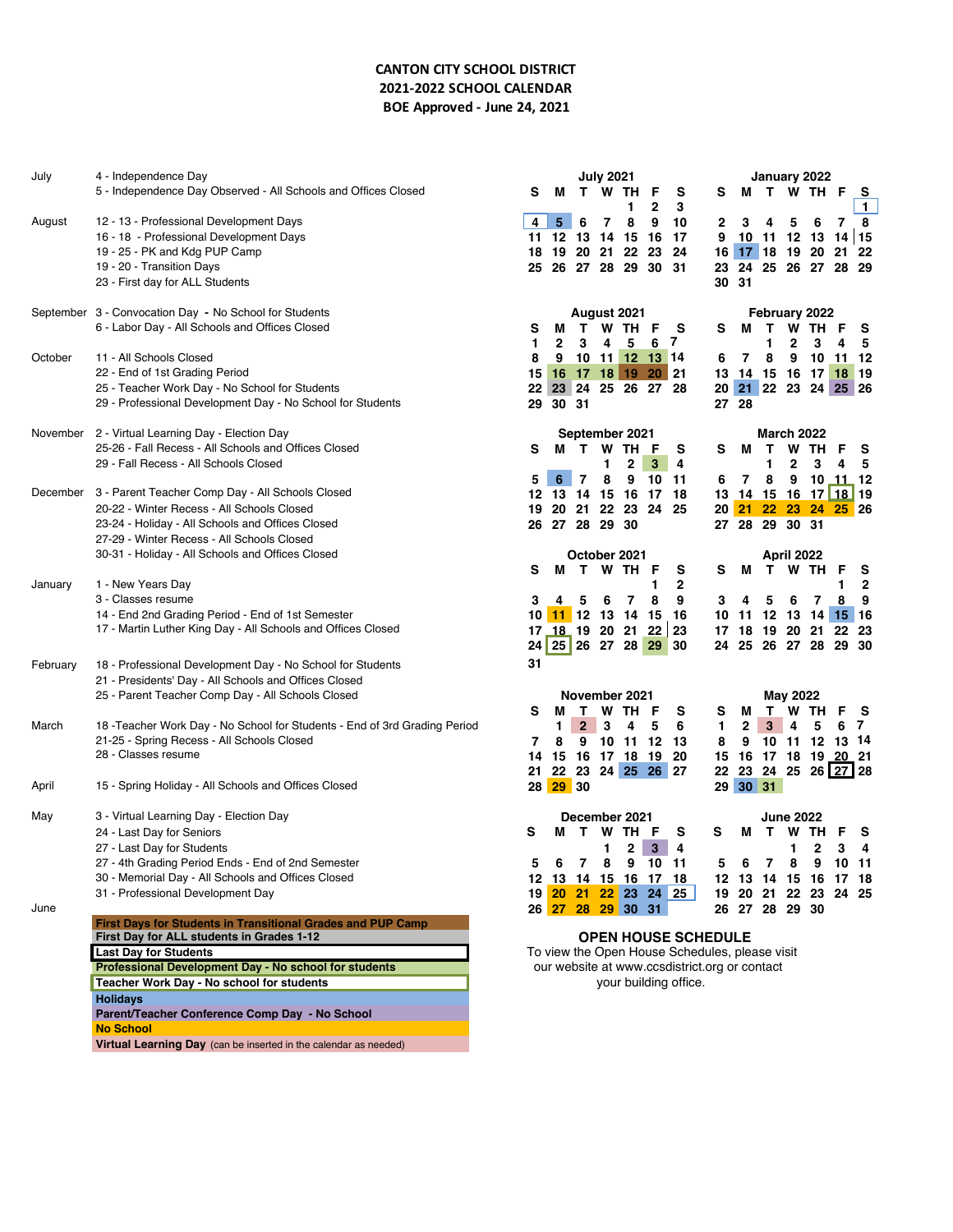# CANTON CITY SCHOOL DISTRICT
## 2021-2022 SCHOOL CALENDAR
### BOE Approved - June 24, 2021

**July**
- 4 - Independence Day
- 5 - Independence Day Observed - All Schools and Offices Closed

**August**
- 12 - 13 - Professional Development Days
- 16 - 18 - Professional Development Days
- 19 - 25 - PK and Kdg PUP Camp
- 19 - 20 - Transition Days
- 23 - First day for ALL Students

**September**
- 3 - Convocation Day - No School for Students
- 6 - Labor Day - All Schools and Offices Closed

**October**
- 11 - All Schools Closed
- 22 - End of 1st Grading Period
- 25 - Teacher Work Day - No School for Students
- 29 - Professional Development Day - No School for Students

**November**
- 2 - Virtual Learning Day - Election Day
- 25-26 - Fall Recess - All Schools and Offices Closed
- 29 - Fall Recess - All Schools Closed

**December**
- 3 - Parent Teacher Comp Day - All Schools Closed
- 20-22 - Winter Recess - All Schools Closed
- 23-24 - Holiday - All Schools and Offices Closed
- 27-29 - Winter Recess - All Schools Closed
- 30-31 - Holiday - All Schools and Offices Closed

**January**
- 1 - New Years Day
- 3 - Classes resume
- 14 - End 2nd Grading Period - End of 1st Semester
- 17 - Martin Luther King Day - All Schools and Offices Closed

**February**
- 18 - Professional Development Day - No School for Students
- 21 - Presidents' Day - All Schools and Offices Closed
- 25 - Parent Teacher Comp Day - All Schools Closed

**March**
- 18 -Teacher Work Day - No School for Students - End of 3rd Grading Period
- 21-25 - Spring Recess - All Schools Closed
- 28 - Classes resume

**April**
- 15 - Spring Holiday - All Schools and Offices Closed

**May**
- 3 - Virtual Learning Day - Election Day
- 24 - Last Day for Seniors
- 27 - Last Day for Students
- 27 - 4th Grading Period Ends - End of 2nd Semester
- 30 - Memorial Day - All Schools and Offices Closed
- 31 - Professional Development Day

**June**

**Legend:**
- First Days for Students in Transitional Grades and PUP Camp
- First Day for ALL students in Grades 1-12
- Last Day for Students
- Professional Development Day - No school for students
- Teacher Work Day - No school for students
- Holidays
- Parent/Teacher Conference Comp Day - No School
- No School
- Virtual Learning Day (can be inserted in the calendar as needed)

**July 2021**

| S | M | T | W | TH | F | S |
|---|---|---|---|---|---|---|
| | | | | 1 | 2 | 3 |
| 4 | 5 | 6 | 7 | 8 | 9 | 10 |
| 11 | 12 | 13 | 14 | 15 | 16 | 17 |
| 18 | 19 | 20 | 21 | 22 | 23 | 24 |
| 25 | 26 | 27 | 28 | 29 | 30 | 31 |

**August 2021**

| S | M | T | W | TH | F | S |
|---|---|---|---|---|---|---|
| 1 | 2 | 3 | 4 | 5 | 6 | 7 |
| 8 | 9 | 10 | 11 | 12 | 13 | 14 |
| 15 | 16 | 17 | 18 | 19 | 20 | 21 |
| 22 | 23 | 24 | 25 | 26 | 27 | 28 |
| 29 | 30 | 31 | | | | |

**September 2021**

| S | M | T | W | TH | F | S |
|---|---|---|---|---|---|---|
| | | | 1 | 2 | 3 | 4 |
| 5 | 6 | 7 | 8 | 9 | 10 | 11 |
| 12 | 13 | 14 | 15 | 16 | 17 | 18 |
| 19 | 20 | 21 | 22 | 23 | 24 | 25 |
| 26 | 27 | 28 | 29 | 30 | | |

**October 2021**

| S | M | T | W | TH | F | S |
|---|---|---|---|---|---|---|
| | | | | | 1 | 2 |
| 3 | 4 | 5 | 6 | 7 | 8 | 9 |
| 10 | 11 | 12 | 13 | 14 | 15 | 16 |
| 17 | 18 | 19 | 20 | 21 | 22 | 23 |
| 24 | 25 | 26 | 27 | 28 | 29 | 30 |
| 31 | | | | | | |

**November 2021**

| S | M | T | W | TH | F | S |
|---|---|---|---|---|---|---|
| | 1 | 2 | 3 | 4 | 5 | 6 |
| 7 | 8 | 9 | 10 | 11 | 12 | 13 |
| 14 | 15 | 16 | 17 | 18 | 19 | 20 |
| 21 | 22 | 23 | 24 | 25 | 26 | 27 |
| 28 | 29 | 30 | | | | |

**December 2021**

| S | M | T | W | TH | F | S |
|---|---|---|---|---|---|---|
| | | | 1 | 2 | 3 | 4 |
| 5 | 6 | 7 | 8 | 9 | 10 | 11 |
| 12 | 13 | 14 | 15 | 16 | 17 | 18 |
| 19 | 20 | 21 | 22 | 23 | 24 | 25 |
| 26 | 27 | 28 | 29 | 30 | 31 | |

**January 2022**

| S | M | T | W | TH | F | S |
|---|---|---|---|---|---|---|
| | | | | | | 1 |
| 2 | 3 | 4 | 5 | 6 | 7 | 8 |
| 9 | 10 | 11 | 12 | 13 | 14 | 15 |
| 16 | 17 | 18 | 19 | 20 | 21 | 22 |
| 23 | 24 | 25 | 26 | 27 | 28 | 29 |
| 30 | 31 | | | | | |

**February 2022**

| S | M | T | W | TH | F | S |
|---|---|---|---|---|---|---|
| | | 1 | 2 | 3 | 4 | 5 |
| 6 | 7 | 8 | 9 | 10 | 11 | 12 |
| 13 | 14 | 15 | 16 | 17 | 18 | 19 |
| 20 | 21 | 22 | 23 | 24 | 25 | 26 |
| 27 | 28 | | | | | |

**March 2022**

| S | M | T | W | TH | F | S |
|---|---|---|---|---|---|---|
| | | 1 | 2 | 3 | 4 | 5 |
| 6 | 7 | 8 | 9 | 10 | 11 | 12 |
| 13 | 14 | 15 | 16 | 17 | 18 | 19 |
| 20 | 21 | 22 | 23 | 24 | 25 | 26 |
| 27 | 28 | 29 | 30 | 31 | | |

**April 2022**

| S | M | T | W | TH | F | S |
|---|---|---|---|---|---|---|
| | | | | | 1 | 2 |
| 3 | 4 | 5 | 6 | 7 | 8 | 9 |
| 10 | 11 | 12 | 13 | 14 | 15 | 16 |
| 17 | 18 | 19 | 20 | 21 | 22 | 23 |
| 24 | 25 | 26 | 27 | 28 | 29 | 30 |

**May 2022**

| S | M | T | W | TH | F | S |
|---|---|---|---|---|---|---|
| 1 | 2 | 3 | 4 | 5 | 6 | 7 |
| 8 | 9 | 10 | 11 | 12 | 13 | 14 |
| 15 | 16 | 17 | 18 | 19 | 20 | 21 |
| 22 | 23 | 24 | 25 | 26 | 27 | 28 |
| 29 | 30 | 31 | | | | |

**June 2022**

| S | M | T | W | TH | F | S |
|---|---|---|---|---|---|---|
| | | | 1 | 2 | 3 | 4 |
| 5 | 6 | 7 | 8 | 9 | 10 | 11 |
| 12 | 13 | 14 | 15 | 16 | 17 | 18 |
| 19 | 20 | 21 | 22 | 23 | 24 | 25 |
| 26 | 27 | 28 | 29 | 30 | | |

**OPEN HOUSE SCHEDULE**

To view the Open House Schedules, please visit our website at www.ccsdistrict.org or contact your building office.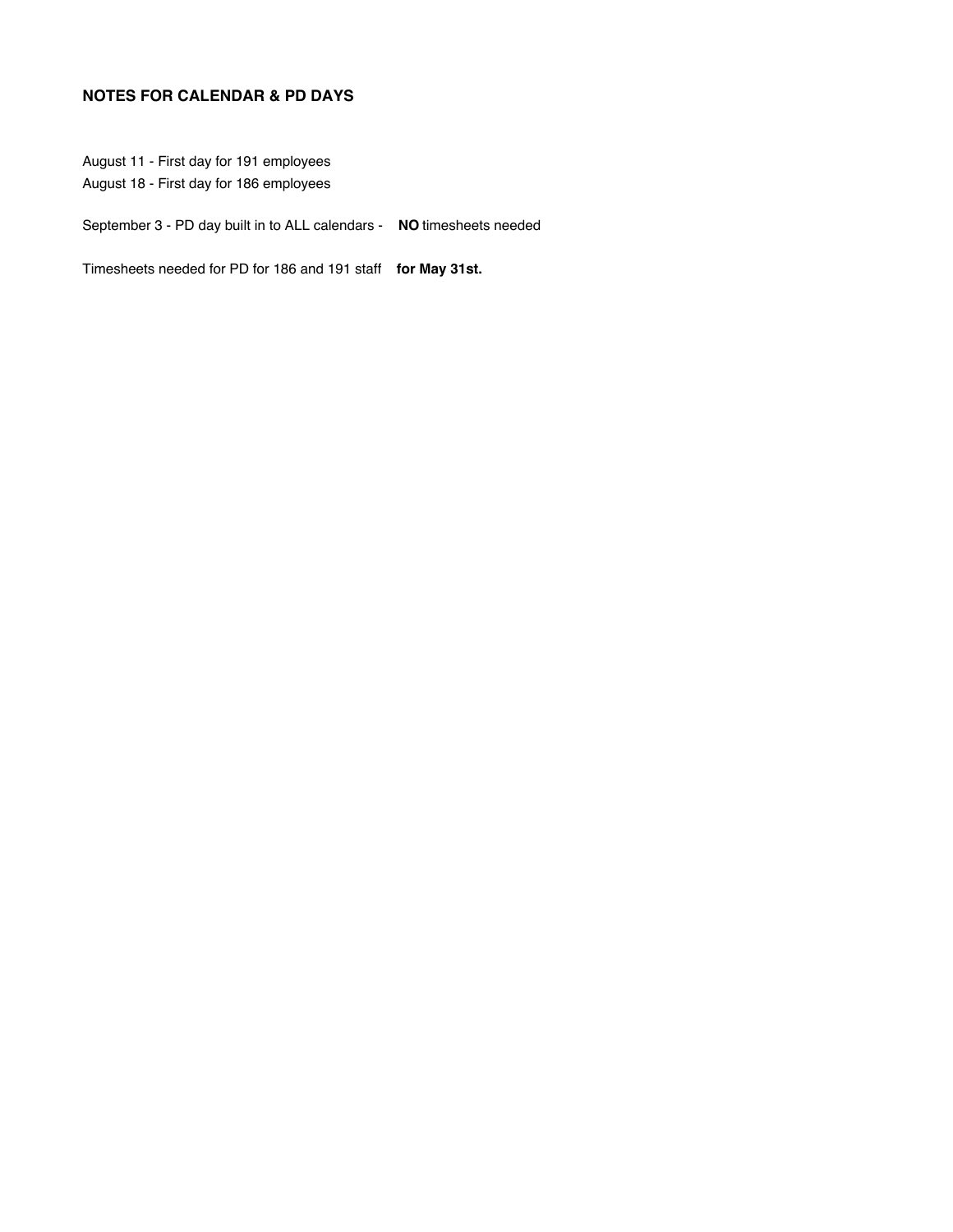**NOTES FOR CALENDAR & PD DAYS**

August 11 - First day for 191 employees
August 18 - First day for 186 employees

September 3 - PD day built in to ALL calendars - **NO** timesheets needed

Timesheets needed for PD for 186 and 191 staff **for May 31st.**